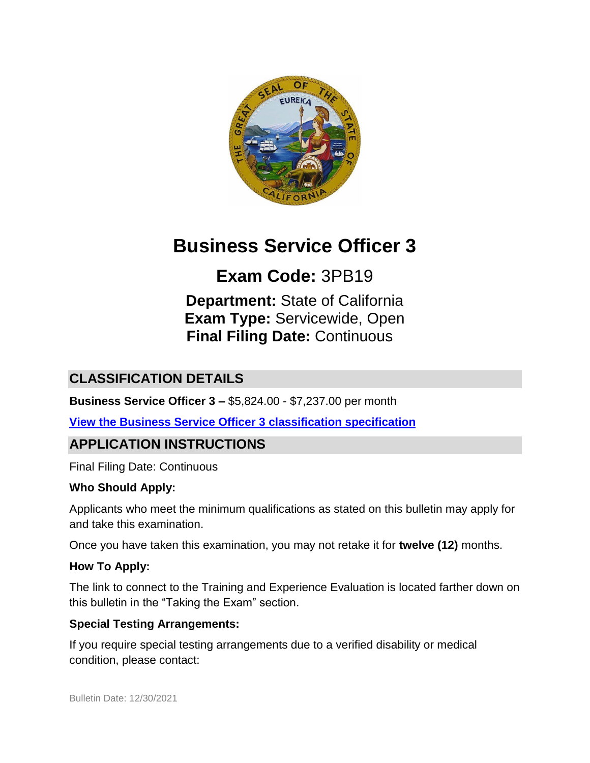# Business Service Officer 3

## Exam Code: 3PB19

**Department:** State of California
**Exam Type:** Servicewide, Open
**Final Filing Date:** Continuous

## CLASSIFICATION DETAILS

**Business Service Officer 3 –** $5,824.00 - $7,237.00 per month

**View the Business Service Officer 3 classification specification**

## APPLICATION INSTRUCTIONS

Final Filing Date: Continuous

**Who Should Apply:**

Applicants who meet the minimum qualifications as stated on this bulletin may apply for and take this examination.

Once you have taken this examination, you may not retake it for **twelve (12)** months.

**How To Apply:**

The link to connect to the Training and Experience Evaluation is located farther down on this bulletin in the "Taking the Exam" section.

**Special Testing Arrangements:**

If you require special testing arrangements due to a verified disability or medical condition, please contact:

Bulletin Date: 12/30/2021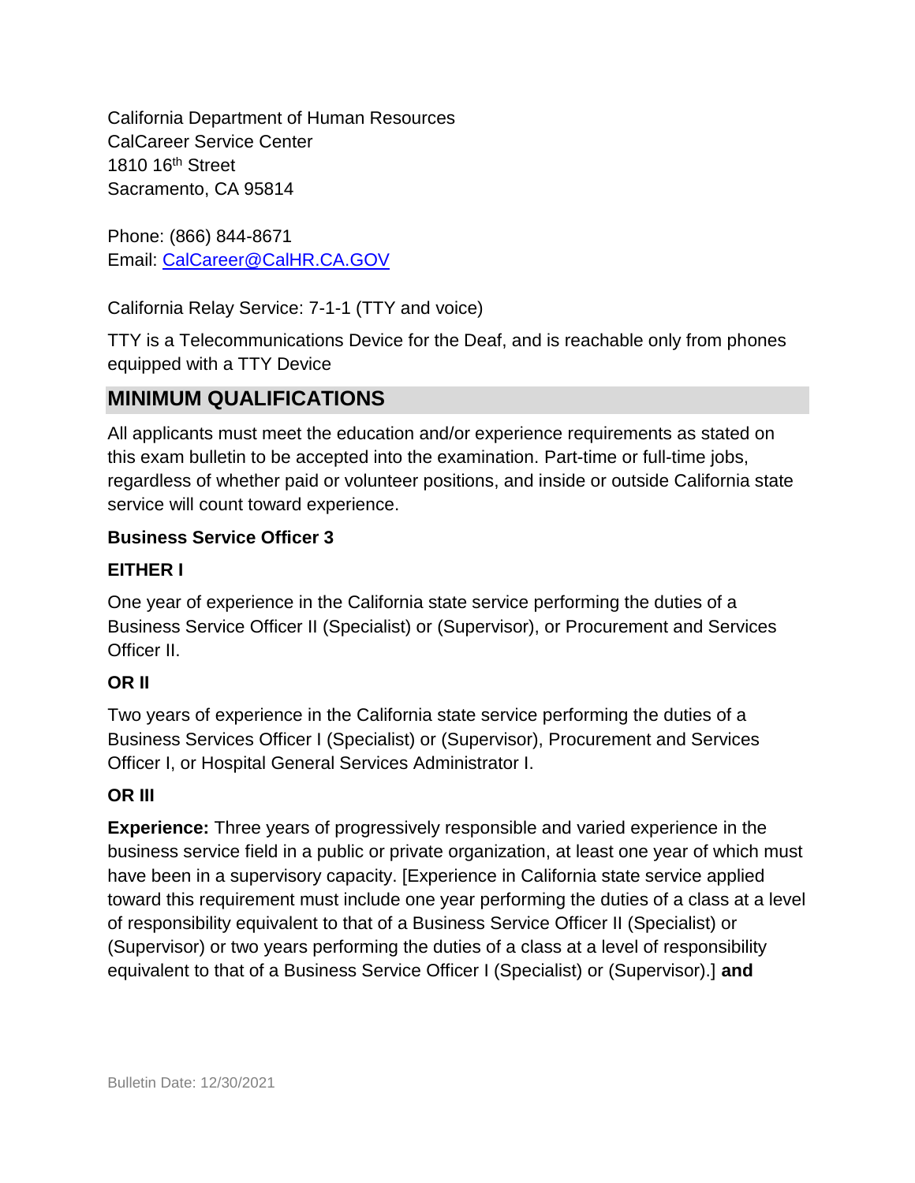California Department of Human Resources
CalCareer Service Center
1810 16th Street
Sacramento, CA 95814

Phone: (866) 844-8671
Email: [CalCareer@CalHR.CA.GOV](mailto:CalCareer@CalHR.CA.GOV)

California Relay Service: 7-1-1 (TTY and voice)

TTY is a Telecommunications Device for the Deaf, and is reachable only from phones equipped with a TTY Device

## MINIMUM QUALIFICATIONS

All applicants must meet the education and/or experience requirements as stated on this exam bulletin to be accepted into the examination. Part-time or full-time jobs, regardless of whether paid or volunteer positions, and inside or outside California state service will count toward experience.

**Business Service Officer 3**

**EITHER I**

One year of experience in the California state service performing the duties of a Business Service Officer II (Specialist) or (Supervisor), or Procurement and Services Officer II.

**OR II**

Two years of experience in the California state service performing the duties of a Business Services Officer I (Specialist) or (Supervisor), Procurement and Services Officer I, or Hospital General Services Administrator I.

**OR III**

**Experience:** Three years of progressively responsible and varied experience in the business service field in a public or private organization, at least one year of which must have been in a supervisory capacity. [Experience in California state service applied toward this requirement must include one year performing the duties of a class at a level of responsibility equivalent to that of a Business Service Officer II (Specialist) or (Supervisor) or two years performing the duties of a class at a level of responsibility equivalent to that of a Business Service Officer I (Specialist) or (Supervisor).] **and**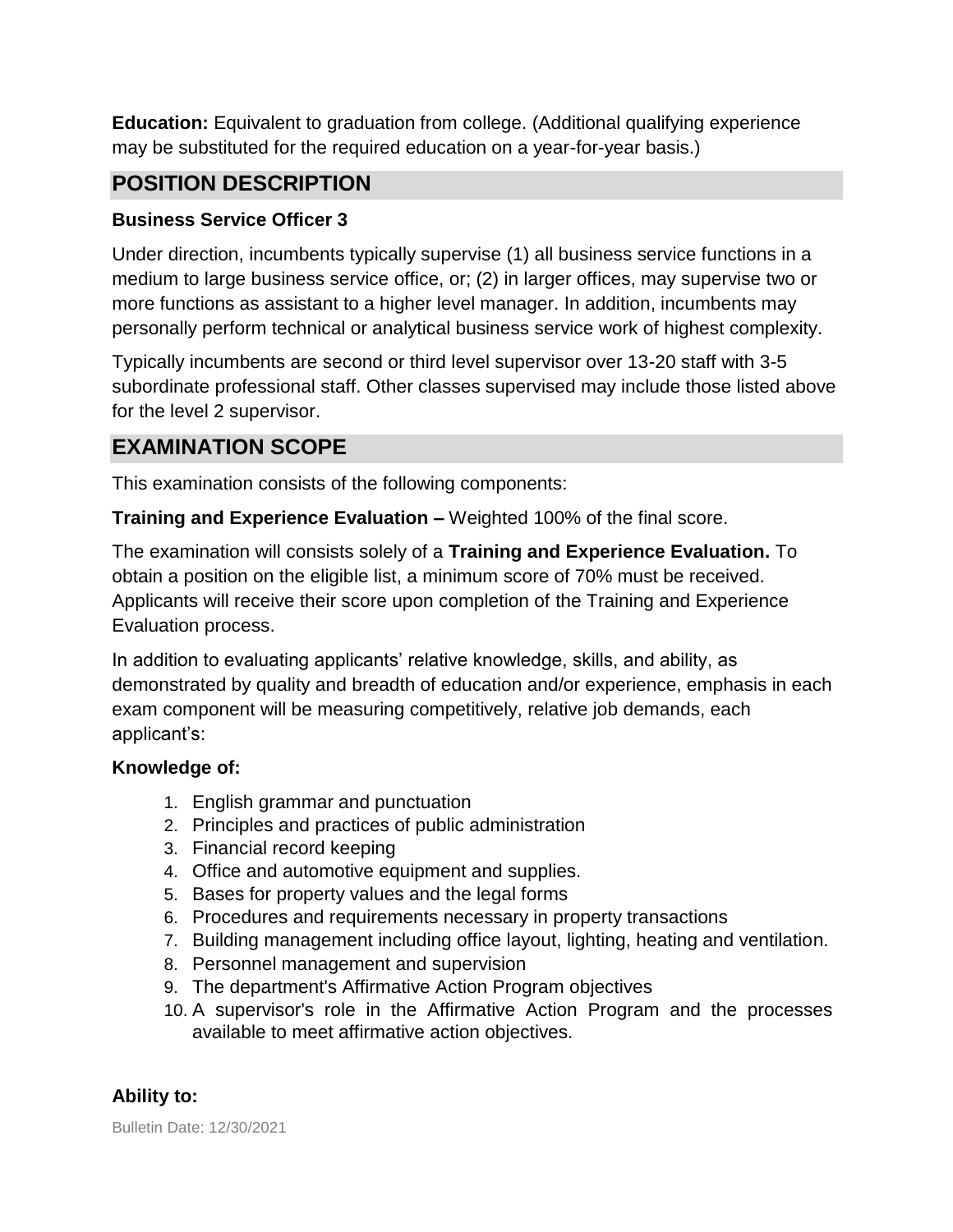**Education:** Equivalent to graduation from college. (Additional qualifying experience may be substituted for the required education on a year-for-year basis.)

## POSITION DESCRIPTION

**Business Service Officer 3**

Under direction, incumbents typically supervise (1) all business service functions in a medium to large business service office, or; (2) in larger offices, may supervise two or more functions as assistant to a higher level manager. In addition, incumbents may personally perform technical or analytical business service work of highest complexity.

Typically incumbents are second or third level supervisor over 13-20 staff with 3-5 subordinate professional staff. Other classes supervised may include those listed above for the level 2 supervisor.

## EXAMINATION SCOPE

This examination consists of the following components:

**Training and Experience Evaluation –** Weighted 100% of the final score.

The examination will consists solely of a **Training and Experience Evaluation.** To obtain a position on the eligible list, a minimum score of 70% must be received. Applicants will receive their score upon completion of the Training and Experience Evaluation process.

In addition to evaluating applicants' relative knowledge, skills, and ability, as demonstrated by quality and breadth of education and/or experience, emphasis in each exam component will be measuring competitively, relative job demands, each applicant's:

**Knowledge of:**

1. English grammar and punctuation
2. Principles and practices of public administration
3. Financial record keeping
4. Office and automotive equipment and supplies.
5. Bases for property values and the legal forms
6. Procedures and requirements necessary in property transactions
7. Building management including office layout, lighting, heating and ventilation.
8. Personnel management and supervision
9. The department's Affirmative Action Program objectives
10. A supervisor's role in the Affirmative Action Program and the processes available to meet affirmative action objectives.

**Ability to:**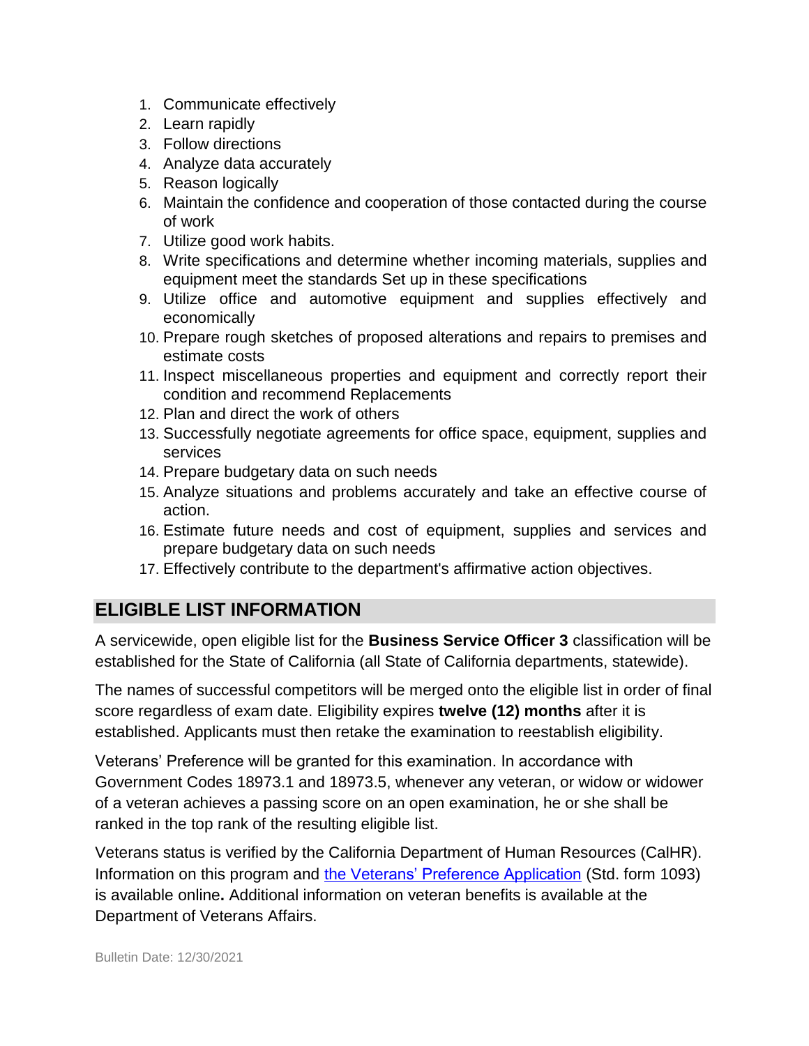1. Communicate effectively
2. Learn rapidly
3. Follow directions
4. Analyze data accurately
5. Reason logically
6. Maintain the confidence and cooperation of those contacted during the course of work
7. Utilize good work habits.
8. Write specifications and determine whether incoming materials, supplies and equipment meet the standards Set up in these specifications
9. Utilize office and automotive equipment and supplies effectively and economically
10. Prepare rough sketches of proposed alterations and repairs to premises and estimate costs
11. Inspect miscellaneous properties and equipment and correctly report their condition and recommend Replacements
12. Plan and direct the work of others
13. Successfully negotiate agreements for office space, equipment, supplies and services
14. Prepare budgetary data on such needs
15. Analyze situations and problems accurately and take an effective course of action.
16. Estimate future needs and cost of equipment, supplies and services and prepare budgetary data on such needs
17. Effectively contribute to the department's affirmative action objectives.

## ELIGIBLE LIST INFORMATION

A servicewide, open eligible list for the **Business Service Officer 3** classification will be established for the State of California (all State of California departments, statewide).

The names of successful competitors will be merged onto the eligible list in order of final score regardless of exam date. Eligibility expires **twelve (12) months** after it is established. Applicants must then retake the examination to reestablish eligibility.

Veterans' Preference will be granted for this examination. In accordance with Government Codes 18973.1 and 18973.5, whenever any veteran, or widow or widower of a veteran achieves a passing score on an open examination, he or she shall be ranked in the top rank of the resulting eligible list.

Veterans status is verified by the California Department of Human Resources (CalHR). Information on this program and the Veterans' Preference Application (Std. form 1093) is available online**.** Additional information on veteran benefits is available at the Department of Veterans Affairs.

Bulletin Date: 12/30/2021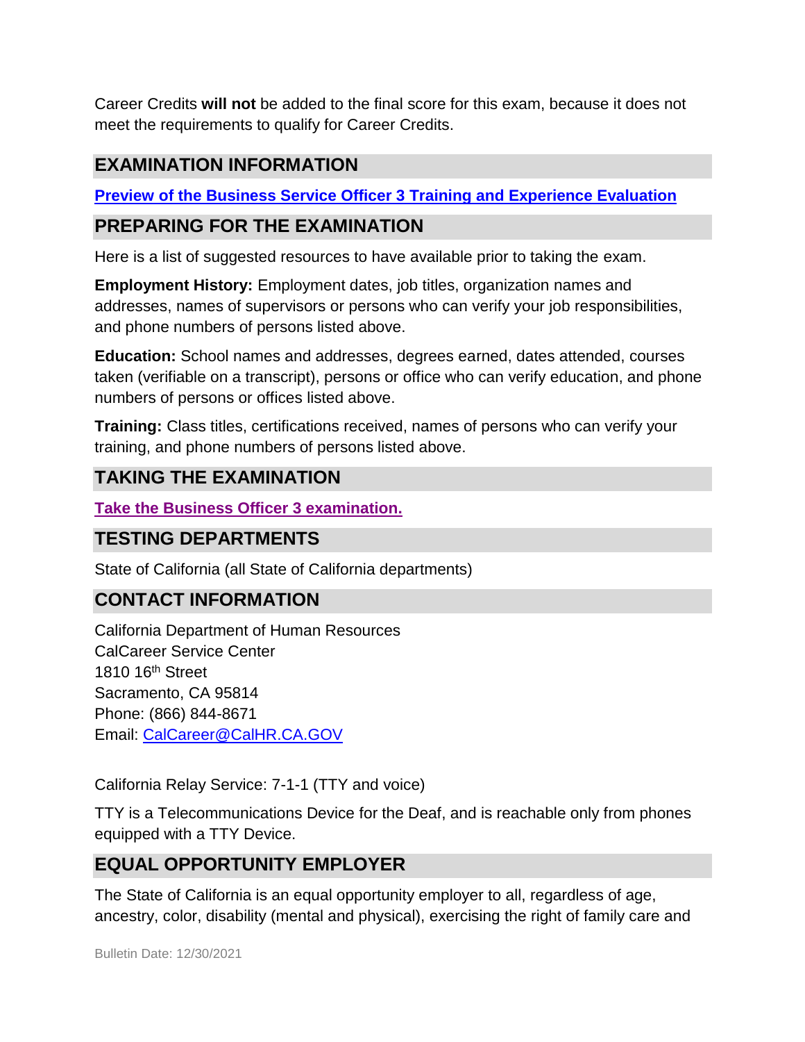Career Credits **will not** be added to the final score for this exam, because it does not meet the requirements to qualify for Career Credits.

## EXAMINATION INFORMATION

**Preview of the Business Service Officer 3 Training and Experience Evaluation**

## PREPARING FOR THE EXAMINATION

Here is a list of suggested resources to have available prior to taking the exam.

**Employment History:** Employment dates, job titles, organization names and addresses, names of supervisors or persons who can verify your job responsibilities, and phone numbers of persons listed above.

**Education:** School names and addresses, degrees earned, dates attended, courses taken (verifiable on a transcript), persons or office who can verify education, and phone numbers of persons or offices listed above.

**Training:** Class titles, certifications received, names of persons who can verify your training, and phone numbers of persons listed above.

## TAKING THE EXAMINATION

**Take the Business Officer 3 examination.**

## TESTING DEPARTMENTS

State of California (all State of California departments)

## CONTACT INFORMATION

California Department of Human Resources
CalCareer Service Center
1810 16th Street
Sacramento, CA 95814
Phone: (866) 844-8671
Email: CalCareer@CalHR.CA.GOV

California Relay Service: 7-1-1 (TTY and voice)

TTY is a Telecommunications Device for the Deaf, and is reachable only from phones equipped with a TTY Device.

## EQUAL OPPORTUNITY EMPLOYER

The State of California is an equal opportunity employer to all, regardless of age, ancestry, color, disability (mental and physical), exercising the right of family care and

Bulletin Date: 12/30/2021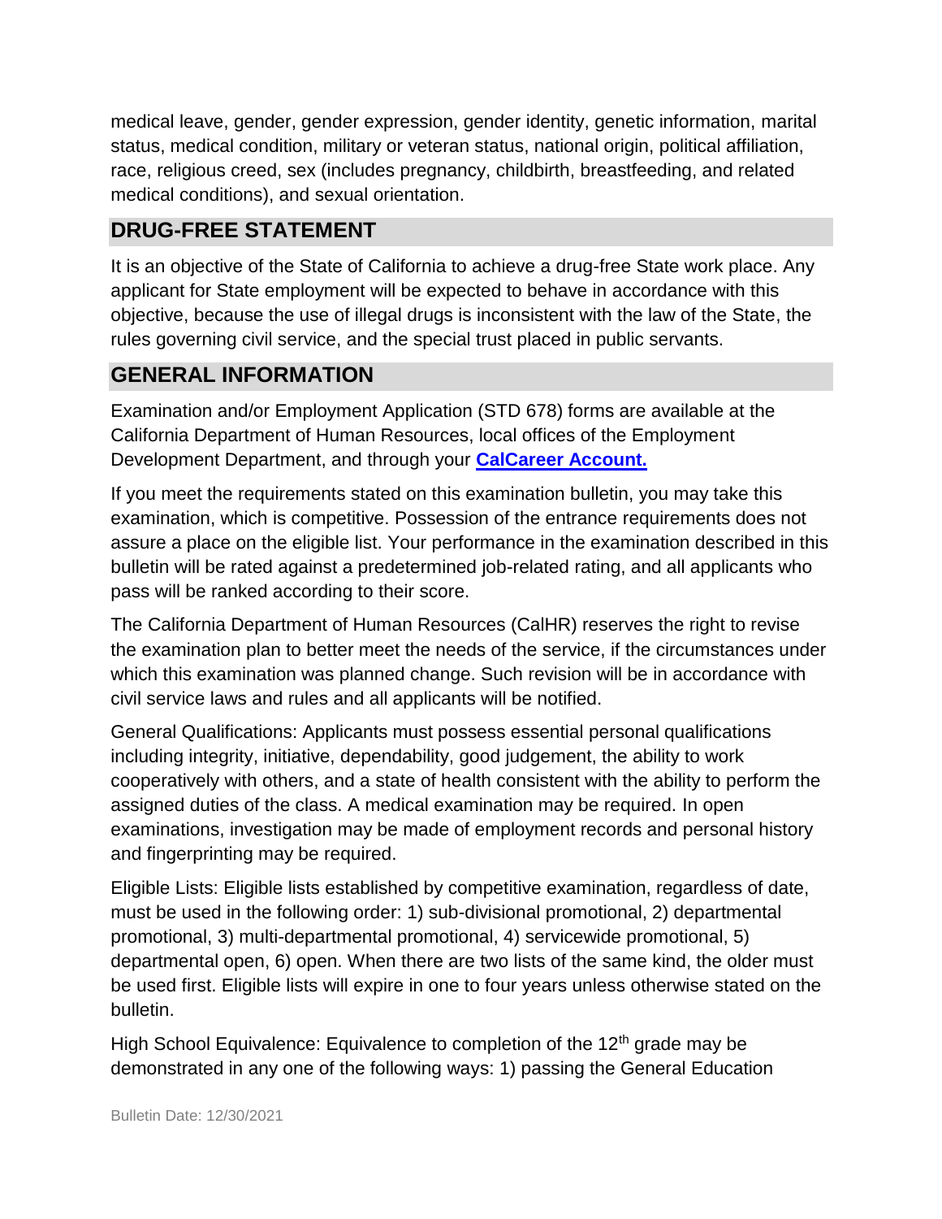medical leave, gender, gender expression, gender identity, genetic information, marital status, medical condition, military or veteran status, national origin, political affiliation, race, religious creed, sex (includes pregnancy, childbirth, breastfeeding, and related medical conditions), and sexual orientation.

## DRUG-FREE STATEMENT

It is an objective of the State of California to achieve a drug-free State work place. Any applicant for State employment will be expected to behave in accordance with this objective, because the use of illegal drugs is inconsistent with the law of the State, the rules governing civil service, and the special trust placed in public servants.

## GENERAL INFORMATION

Examination and/or Employment Application (STD 678) forms are available at the California Department of Human Resources, local offices of the Employment Development Department, and through your **CalCareer Account.**

If you meet the requirements stated on this examination bulletin, you may take this examination, which is competitive. Possession of the entrance requirements does not assure a place on the eligible list. Your performance in the examination described in this bulletin will be rated against a predetermined job-related rating, and all applicants who pass will be ranked according to their score.

The California Department of Human Resources (CalHR) reserves the right to revise the examination plan to better meet the needs of the service, if the circumstances under which this examination was planned change. Such revision will be in accordance with civil service laws and rules and all applicants will be notified.

General Qualifications: Applicants must possess essential personal qualifications including integrity, initiative, dependability, good judgement, the ability to work cooperatively with others, and a state of health consistent with the ability to perform the assigned duties of the class. A medical examination may be required. In open examinations, investigation may be made of employment records and personal history and fingerprinting may be required.

Eligible Lists: Eligible lists established by competitive examination, regardless of date, must be used in the following order: 1) sub-divisional promotional, 2) departmental promotional, 3) multi-departmental promotional, 4) servicewide promotional, 5) departmental open, 6) open. When there are two lists of the same kind, the older must be used first. Eligible lists will expire in one to four years unless otherwise stated on the bulletin.

High School Equivalence: Equivalence to completion of the 12th grade may be demonstrated in any one of the following ways: 1) passing the General Education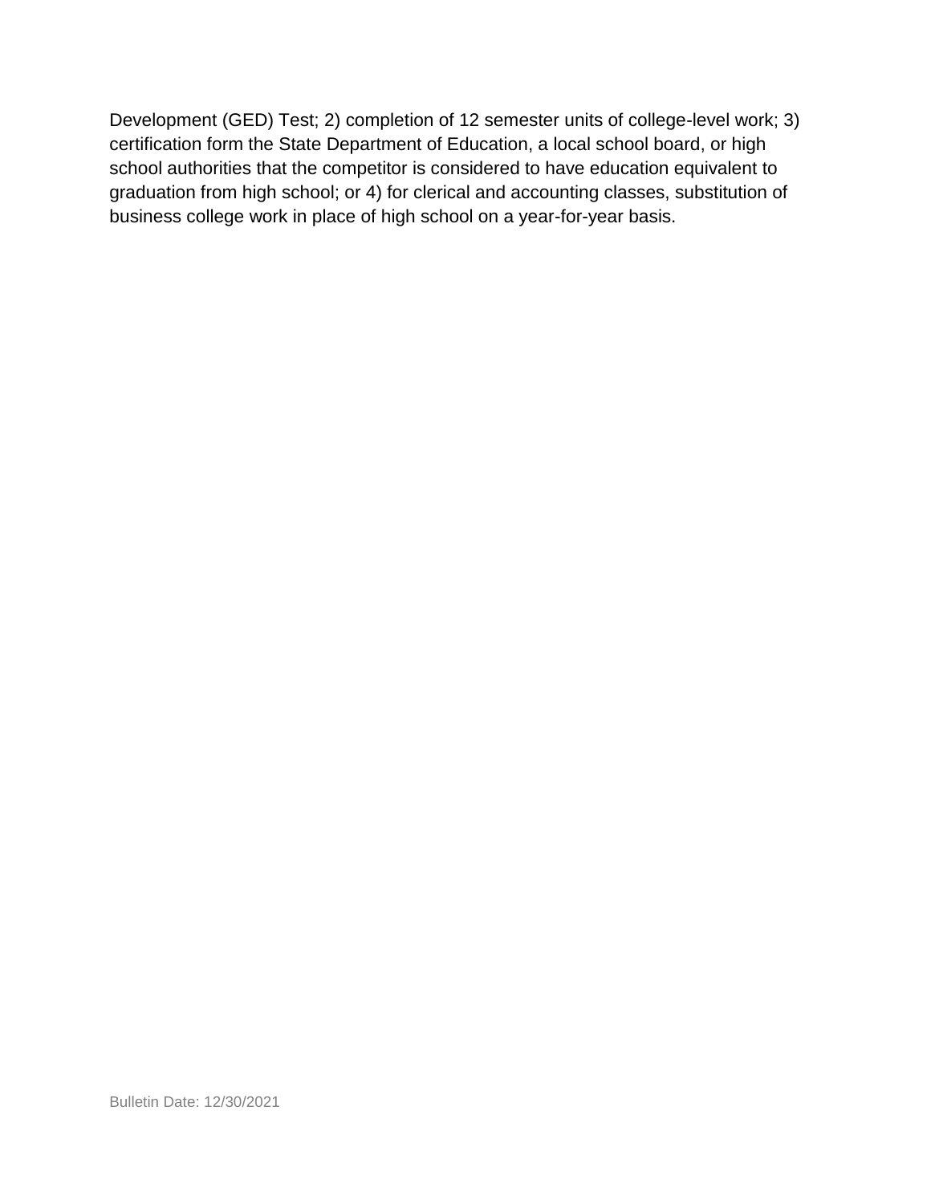Development (GED) Test; 2) completion of 12 semester units of college-level work; 3) certification form the State Department of Education, a local school board, or high school authorities that the competitor is considered to have education equivalent to graduation from high school; or 4) for clerical and accounting classes, substitution of business college work in place of high school on a year-for-year basis.